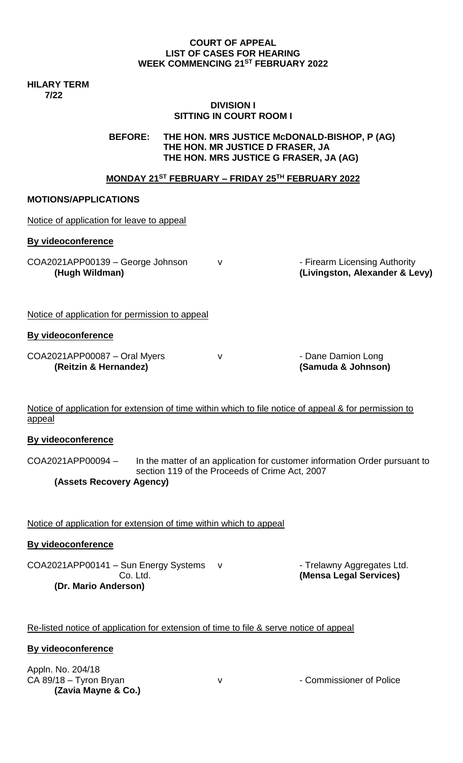**COURT OF APPEAL**
**LIST OF CASES FOR HEARING**
**WEEK COMMENCING 21ST FEBRUARY 2022**

**HILARY TERM**
**7/22**

**DIVISION I**
**SITTING IN COURT ROOM I**

**BEFORE: THE HON. MRS JUSTICE McDONALD-BISHOP, P (AG)**
**THE HON. MR JUSTICE D FRASER, JA**
**THE HON. MRS JUSTICE G FRASER, JA (AG)**

**MONDAY 21ST FEBRUARY – FRIDAY 25TH FEBRUARY 2022**

**MOTIONS/APPLICATIONS**

Notice of application for leave to appeal

**By videoconference**

COA2021APP00139 – George Johnson v - Firearm Licensing Authority
**(Hugh Wildman)** **(Livingston, Alexander & Levy)**

Notice of application for permission to appeal

**By videoconference**

COA2021APP00087 – Oral Myers v - Dane Damion Long
**(Reitzin & Hernandez)** **(Samuda & Johnson)**

Notice of application for extension of time within which to file notice of appeal & for permission to appeal

**By videoconference**

COA2021APP00094 – In the matter of an application for customer information Order pursuant to section 119 of the Proceeds of Crime Act, 2007
**(Assets Recovery Agency)**

Notice of application for extension of time within which to appeal

**By videoconference**

COA2021APP00141 – Sun Energy Systems Co. Ltd. v - Trelawny Aggregates Ltd.
**(Dr. Mario Anderson)** **(Mensa Legal Services)**

Re-listed notice of application for extension of time to file & serve notice of appeal

**By videoconference**

Appln. No. 204/18
CA 89/18 – Tyron Bryan v - Commissioner of Police
**(Zavia Mayne & Co.)**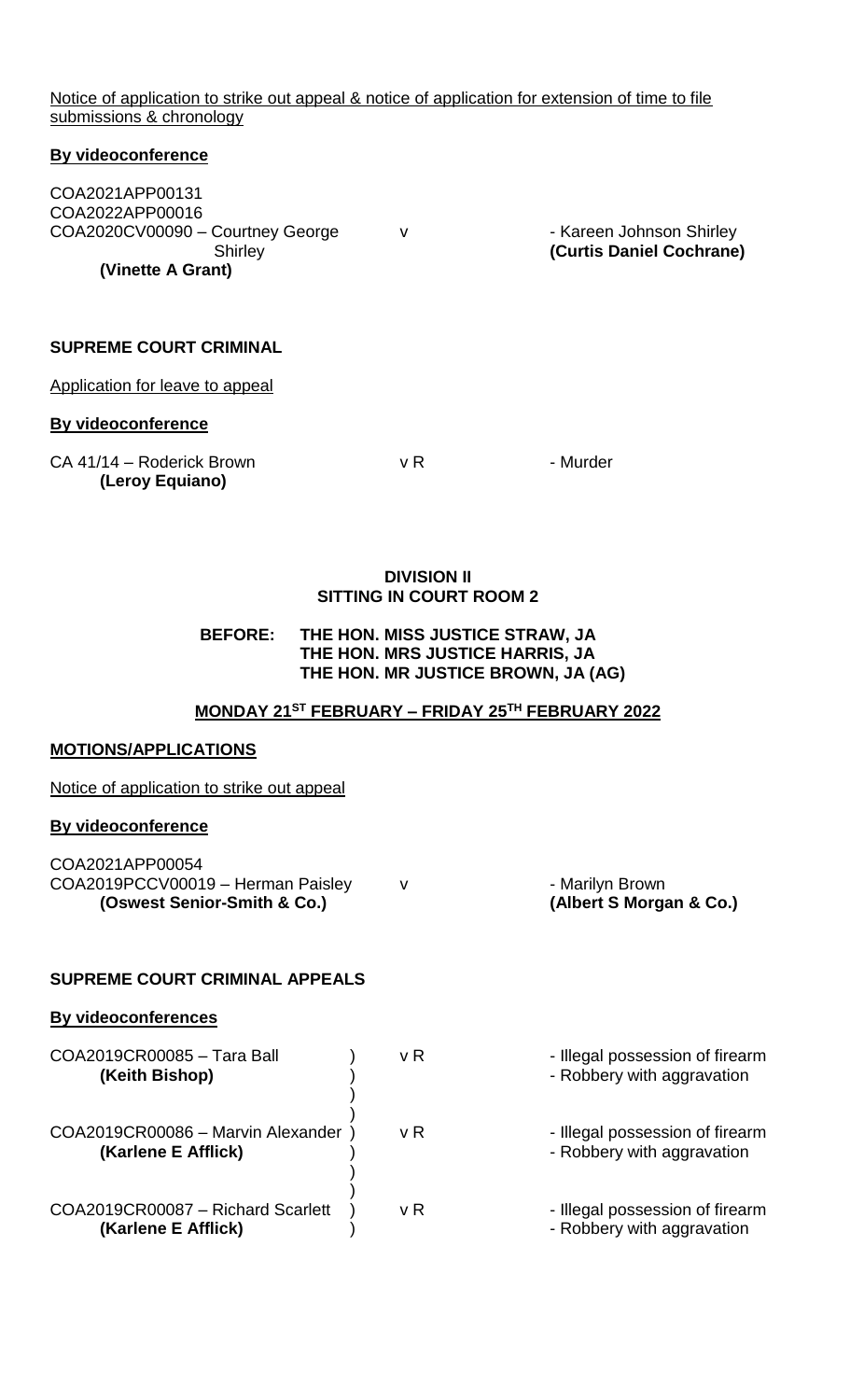Notice of application to strike out appeal & notice of application for extension of time to file submissions & chronology

**By videoconference**

COA2021APP00131
COA2022APP00016
COA2020CV00090 – Courtney George Shirley v - Kareen Johnson Shirley
**(Vinette A Grant)** **(Curtis Daniel Cochrane)**

**SUPREME COURT CRIMINAL**

Application for leave to appeal

**By videoconference**

CA 41/14 – Roderick Brown v R - Murder
**(Leroy Equiano)**

**DIVISION II**
**SITTING IN COURT ROOM 2**

**BEFORE: THE HON. MISS JUSTICE STRAW, JA**
**THE HON. MRS JUSTICE HARRIS, JA**
**THE HON. MR JUSTICE BROWN, JA (AG)**

**MONDAY 21ST FEBRUARY – FRIDAY 25TH FEBRUARY 2022**

**MOTIONS/APPLICATIONS**

Notice of application to strike out appeal

**By videoconference**

COA2021APP00054
COA2019PCCV00019 – Herman Paisley v - Marilyn Brown
**(Oswest Senior-Smith & Co.)** **(Albert S Morgan & Co.)**

**SUPREME COURT CRIMINAL APPEALS**

**By videoconferences**

COA2019CR00085 – Tara Ball v R - Illegal possession of firearm
**(Keith Bishop)** - Robbery with aggravation

COA2019CR00086 – Marvin Alexander v R - Illegal possession of firearm
**(Karlene E Afflick)** - Robbery with aggravation

COA2019CR00087 – Richard Scarlett v R - Illegal possession of firearm
**(Karlene E Afflick)** - Robbery with aggravation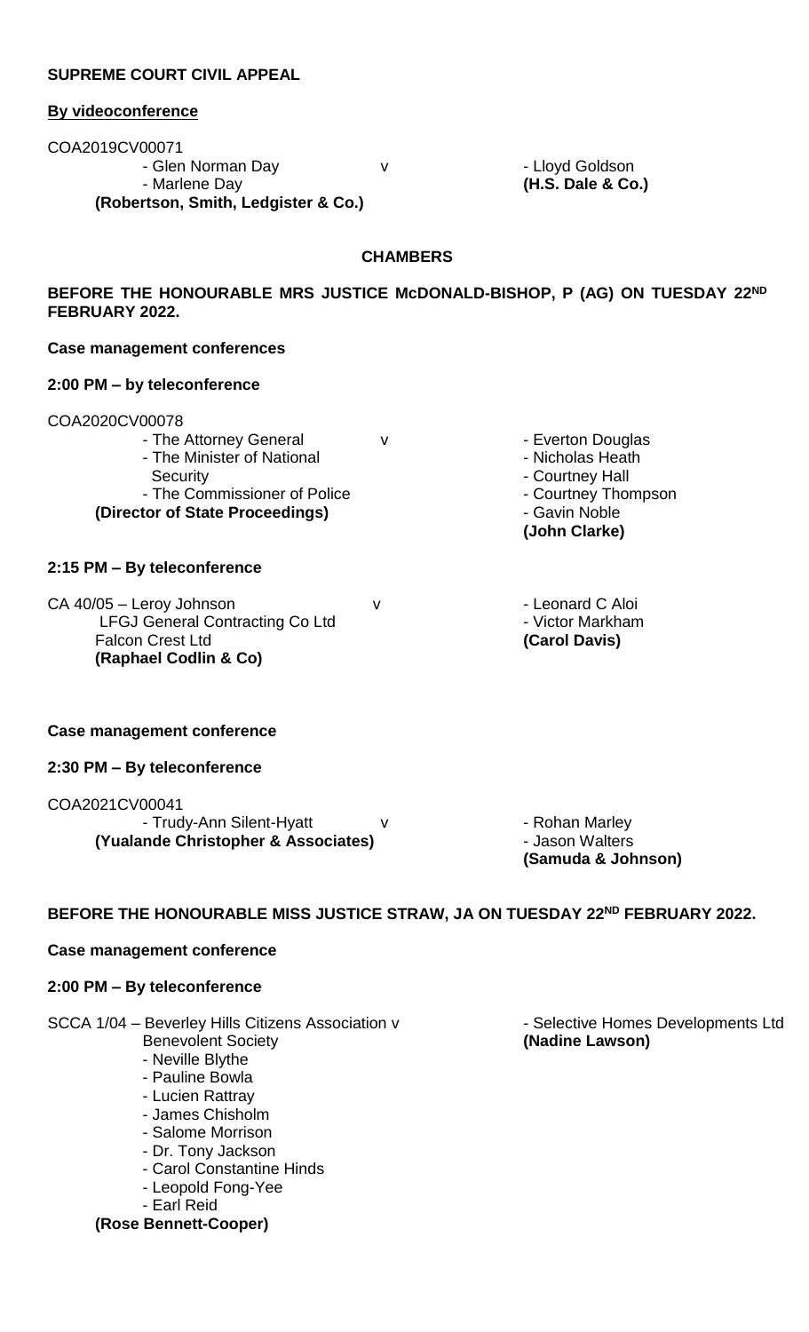**SUPREME COURT CIVIL APPEAL**

**By videoconference**

COA2019CV00071

| | | |
|---|---|---|
| - Glen Norman Day<br>- Marlene Day<br>**(Robertson, Smith, Ledgister & Co.)** | v | - Lloyd Goldson<br>**(H.S. Dale & Co.)** |

**CHAMBERS**

**BEFORE THE HONOURABLE MRS JUSTICE McDONALD-BISHOP, P (AG) ON TUESDAY 22ND FEBRUARY 2022.**

**Case management conferences**

**2:00 PM – by teleconference**

COA2020CV00078

| | | |
|---|---|---|
| - The Attorney General<br>- The Minister of National Security<br>- The Commissioner of Police<br>**(Director of State Proceedings)** | v | - Everton Douglas<br>- Nicholas Heath<br>- Courtney Hall<br>- Courtney Thompson<br>- Gavin Noble<br>**(John Clarke)** |

**2:15 PM – By teleconference**

| | | |
|---|---|---|
| CA 40/05 – Leroy Johnson<br>LFGJ General Contracting Co Ltd<br>Falcon Crest Ltd<br>**(Raphael Codlin & Co)** | v | - Leonard C Aloi<br>- Victor Markham<br>**(Carol Davis)** |

**Case management conference**

**2:30 PM – By teleconference**

COA2021CV00041

| | | |
|---|---|---|
| - Trudy-Ann Silent-Hyatt<br>**(Yualande Christopher & Associates)** | v | - Rohan Marley<br>- Jason Walters<br>**(Samuda & Johnson)** |

**BEFORE THE HONOURABLE MISS JUSTICE STRAW, JA ON TUESDAY 22ND FEBRUARY 2022.**

**Case management conference**

**2:00 PM – By teleconference**

| | | |
|---|---|---|
| SCCA 1/04 – Beverley Hills Citizens Association Benevolent Society<br>- Neville Blythe<br>- Pauline Bowla<br>- Lucien Rattray<br>- James Chisholm<br>- Salome Morrison<br>- Dr. Tony Jackson<br>- Carol Constantine Hinds<br>- Leopold Fong-Yee<br>- Earl Reid<br>**(Rose Bennett-Cooper)** | v | - Selective Homes Developments Ltd<br>**(Nadine Lawson)** |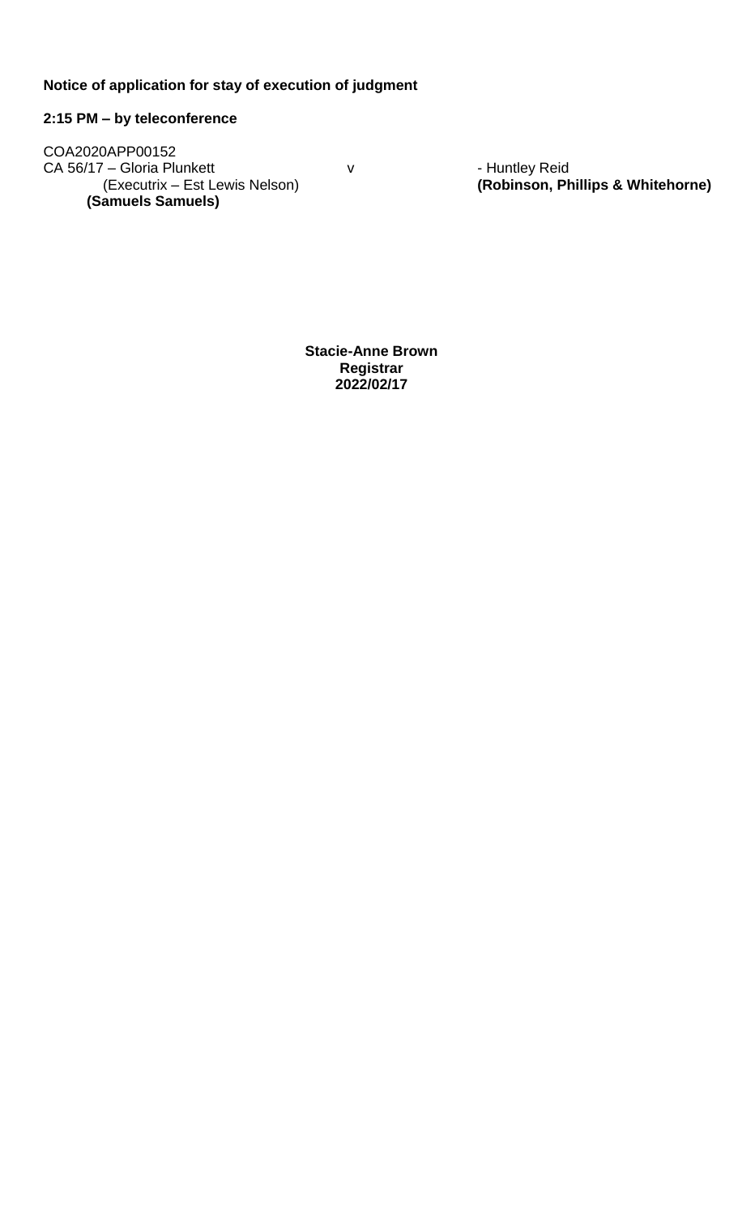**Notice of application for stay of execution of judgment**

**2:15 PM – by teleconference**

COA2020APP00152
CA 56/17 – Gloria Plunkett v - Huntley Reid
(Executrix – Est Lewis Nelson) **(Robinson, Phillips & Whitehorne)**
**(Samuels Samuels)**

**Stacie-Anne Brown**
**Registrar**
**2022/02/17**